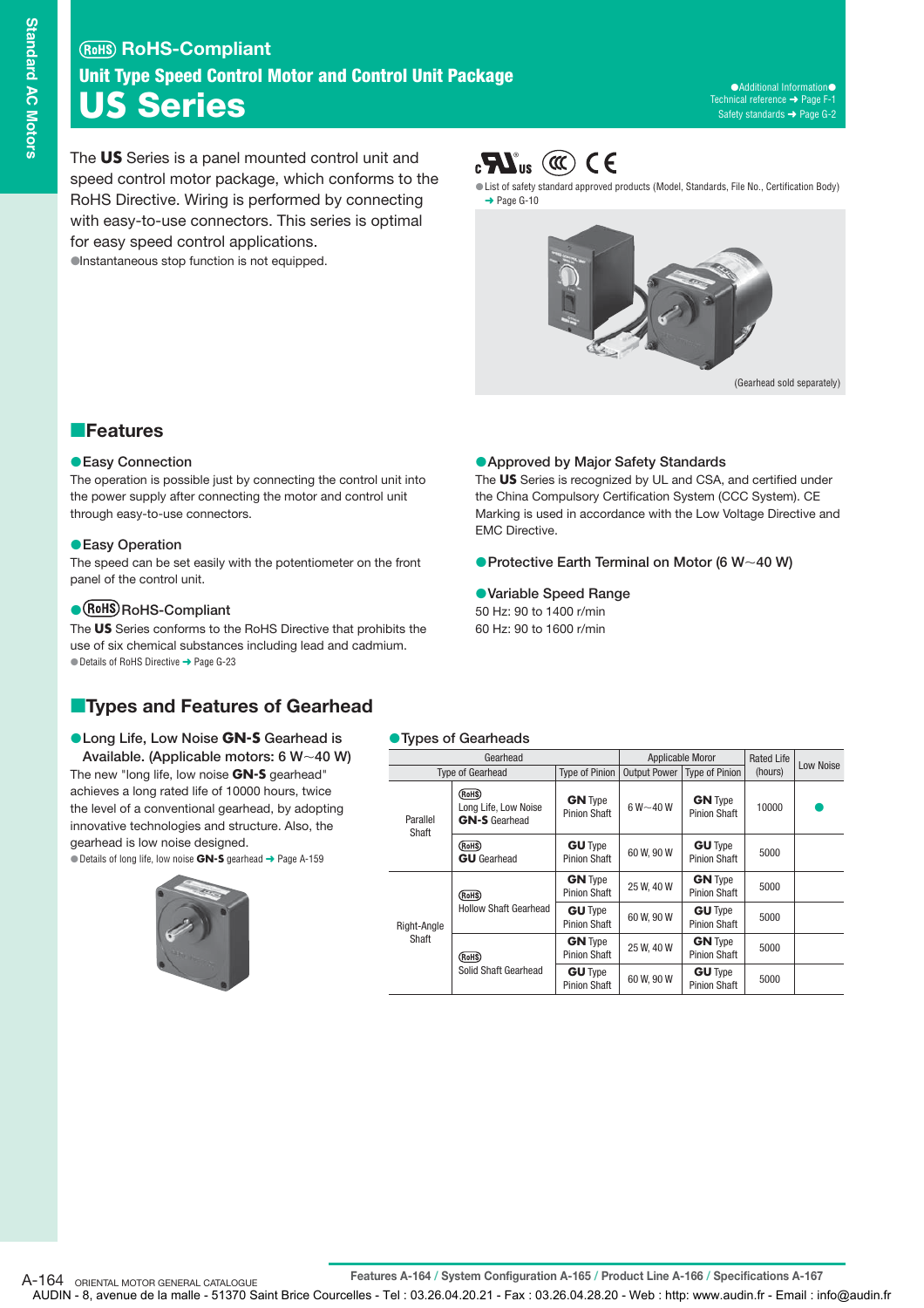# (RoHS) RoHS-Compliant

## Unit Type Speed Control Motor and Control Unit Package

# US Series

●Additional Information●
Technical reference ➜ Page F-1
Safety standards ➜ Page G-2

The **US** Series is a panel mounted control unit and speed control motor package, which conforms to the RoHS Directive. Wiring is performed by connecting with easy-to-use connectors. This series is optimal for easy speed control applications.

●Instantaneous stop function is not equipped.

●List of safety standard approved products (Model, Standards, File No., Certification Body) ➜ Page G-10

(Gearhead sold separately)

## ■Features

**●Easy Connection**
The operation is possible just by connecting the control unit into the power supply after connecting the motor and control unit through easy-to-use connectors.

**●Easy Operation**
The speed can be set easily with the potentiometer on the front panel of the control unit.

**●(RoHS) RoHS-Compliant**
The **US** Series conforms to the RoHS Directive that prohibits the use of six chemical substances including lead and cadmium.
●Details of RoHS Directive ➜ Page G-23

**●Approved by Major Safety Standards**
The **US** Series is recognized by UL and CSA, and certified under the China Compulsory Certification System (CCC System). CE Marking is used in accordance with the Low Voltage Directive and EMC Directive.

**●Protective Earth Terminal on Motor (6 W~40 W)**

**●Variable Speed Range**
50 Hz: 90 to 1400 r/min
60 Hz: 90 to 1600 r/min

## ■Types and Features of Gearhead

**●Long Life, Low Noise GN-S Gearhead is Available. (Applicable motors: 6 W~40 W)**
The new "long life, low noise **GN-S** gearhead" achieves a long rated life of 10000 hours, twice the rating of a conventional gearhead, by adopting innovative technologies and structure. Also, the gearhead is low noise designed.
●Details of long life, low noise **GN-S** gearhead ➜ Page A-159

**●Types of Gearheads**

| Gearhead | | | Applicable Moror | | Rated Life (hours) | Low Noise |
|---|---|---|---|---|---|---|
| Type of Gearhead | | Type of Pinion | Output Power | Type of Pinion | | |
| Parallel Shaft | (RoHS) Long Life, Low Noise **GN-S** Gearhead | **GN** Type Pinion Shaft | 6 W~40 W | **GN** Type Pinion Shaft | 10000 | ● |
| | (RoHS) **GU** Gearhead | **GU** Type Pinion Shaft | 60 W, 90 W | **GU** Type Pinion Shaft | 5000 | |
| Right-Angle Shaft | (RoHS) Hollow Shaft Gearhead | **GN** Type Pinion Shaft | 25 W, 40 W | **GN** Type Pinion Shaft | 5000 | |
| | | **GU** Type Pinion Shaft | 60 W, 90 W | **GU** Type Pinion Shaft | 5000 | |
| | (RoHS) Solid Shaft Gearhead | **GN** Type Pinion Shaft | 25 W, 40 W | **GN** Type Pinion Shaft | 5000 | |
| | | **GU** Type Pinion Shaft | 60 W, 90 W | **GU** Type Pinion Shaft | 5000 | |

Features A-164 / System Configuration A-165 / Product Line A-166 / Specifications A-167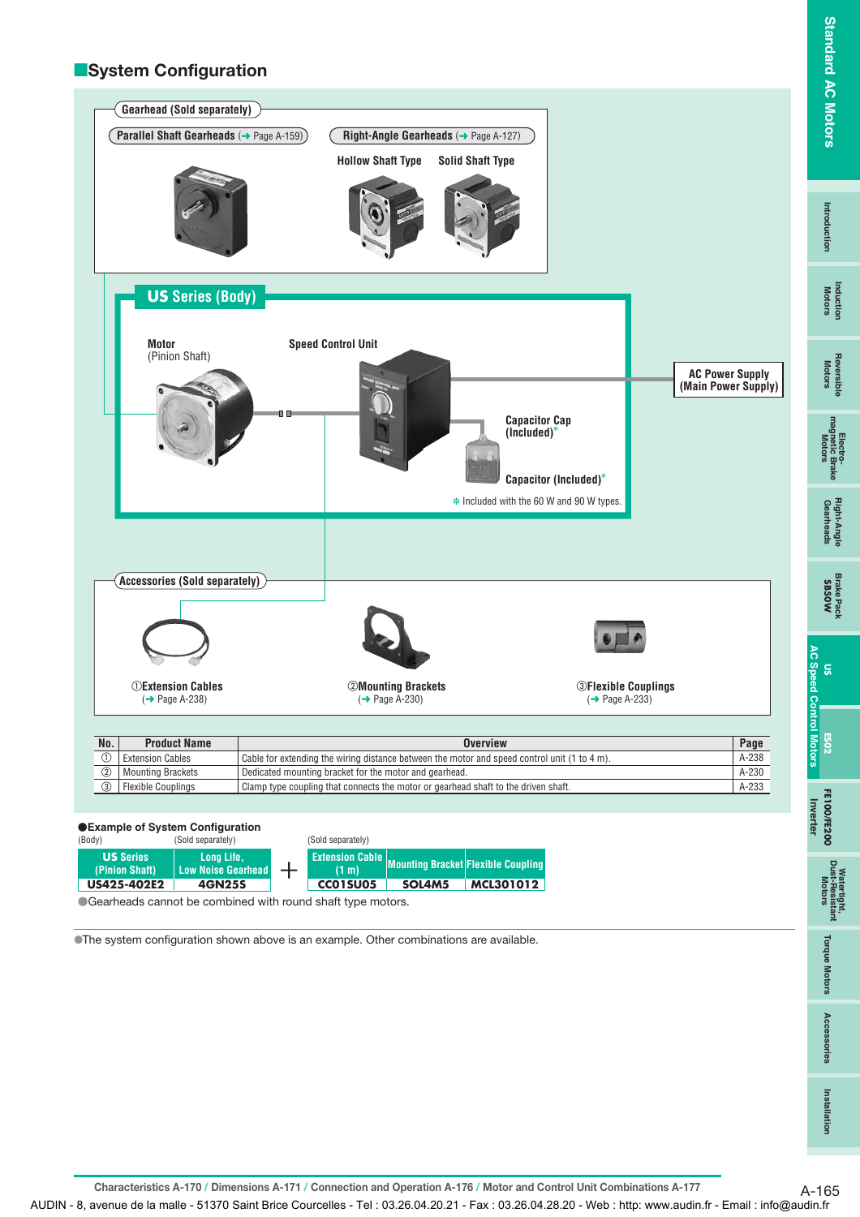## System Configuration

**Gearhead (Sold separately)**

Parallel Shaft Gearheads (➜ Page A-159)

Right-Angle Gearheads (➜ Page A-127)

Hollow Shaft Type

Solid Shaft Type

**US Series (Body)**

Motor
(Pinion Shaft)

Speed Control Unit

AC Power Supply
(Main Power Supply)

Capacitor Cap
(Included)*

Capacitor (Included)*

* Included with the 60 W and 90 W types.

**Accessories (Sold separately)**

① Extension Cables
(➜ Page A-238)

② Mounting Brackets
(➜ Page A-230)

③ Flexible Couplings
(➜ Page A-233)

| No. | Product Name | Overview | Page |
|---|---|---|---|
| ① | Extension Cables | Cable for extending the wiring distance between the motor and speed control unit (1 to 4 m). | A-238 |
| ② | Mounting Brackets | Dedicated mounting bracket for the motor and gearhead. | A-230 |
| ③ | Flexible Couplings | Clamp type coupling that connects the motor or gearhead shaft to the driven shaft. | A-233 |

●**Example of System Configuration**

| (Body) | (Sold separately) | | (Sold separately) | | |
|---|---|---|---|---|---|
| US Series (Pinion Shaft) | Long Life, Low Noise Gearhead | + | Extension Cable (1 m) | Mounting Bracket | Flexible Coupling |
| US425-402E2 | 4GN25S | | CC01SU05 | SOL4M5 | MCL301012 |

●Gearheads cannot be combined with round shaft type motors.

●The system configuration shown above is an example. Other combinations are available.

Characteristics A-170 / Dimensions A-171 / Connection and Operation A-176 / Motor and Control Unit Combinations A-177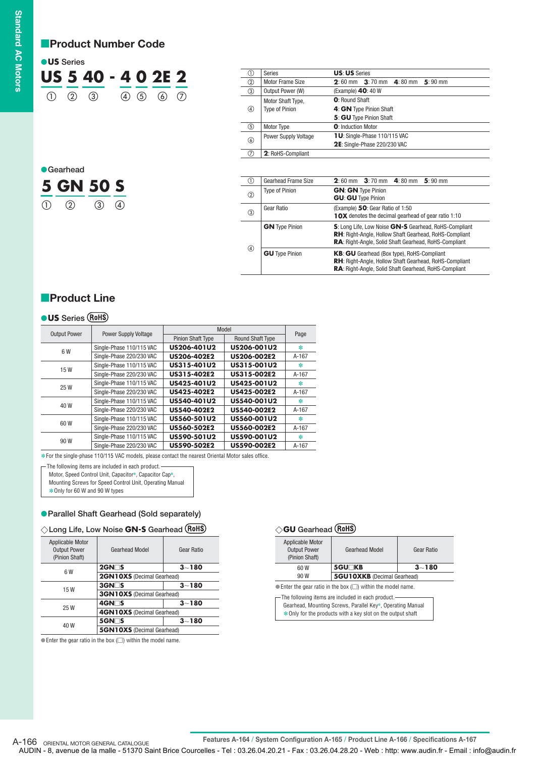## Product Number Code

### ●US Series

**US 5 40 - 4 0 2E 2**
① ② ③ ④ ⑤ ⑥ ⑦

| | | |
|---|---|---|
| ① | Series | **US**: **US** Series |
| ② | Motor Frame Size | **2**: 60 mm **3**: 70 mm **4**: 80 mm **5**: 90 mm |
| ③ | Output Power (W) | (Example) **40**: 40 W |
| ④ | Motor Shaft Type, Type of Pinion | **0**: Round Shaft<br>**4**: **GN** Type Pinion Shaft<br>**5**: **GU** Type Pinion Shaft |
| ⑤ | Motor Type | **0**: Induction Motor |
| ⑥ | Power Supply Voltage | **1U**: Single-Phase 110/115 VAC<br>**2E**: Single-Phase 220/230 VAC |
| ⑦ | **2**: RoHS-Compliant | |

### ●Gearhead

**5 GN 50 S**
① ② ③ ④

| | | |
|---|---|---|
| ① | Gearhead Frame Size | **2**: 60 mm **3**: 70 mm **4**: 80 mm **5**: 90 mm |
| ② | Type of Pinion | **GN**: **GN** Type Pinion<br>**GU**: **GU** Type Pinion |
| ③ | Gear Ratio | (Example) **50**: Gear Ratio of 1:50<br>**10X** denotes the decimal gearhead of gear ratio 1:10 |
| ④ | **GN** Type Pinion | **S**: Long Life, Low Noise **GN-S** Gearhead, RoHS-Compliant<br>**RH**: Right-Angle, Hollow Shaft Gearhead, RoHS-Compliant<br>**RA**: Right-Angle, Solid Shaft Gearhead, RoHS-Compliant |
| | **GU** Type Pinion | **KB**: **GU** Gearhead (Box type), RoHS-Compliant<br>**RH**: Right-Angle, Hollow Shaft Gearhead, RoHS-Compliant<br>**RA**: Right-Angle, Solid Shaft Gearhead, RoHS-Compliant |

## Product Line

### ●US Series (RoHS)

| Output Power | Power Supply Voltage | Model | | Page |
|---|---|---|---|---|
| | | Pinion Shaft Type | Round Shaft Type | |
| 6 W | Single-Phase 110/115 VAC | **US206-401U2** | **US206-001U2** | ✻ |
| | Single-Phase 220/230 VAC | **US206-402E2** | **US206-002E2** | A-167 |
| 15 W | Single-Phase 110/115 VAC | **US315-401U2** | **US315-001U2** | ✻ |
| | Single-Phase 220/230 VAC | **US315-402E2** | **US315-002E2** | A-167 |
| 25 W | Single-Phase 110/115 VAC | **US425-401U2** | **US425-001U2** | ✻ |
| | Single-Phase 220/230 VAC | **US425-402E2** | **US425-002E2** | A-167 |
| 40 W | Single-Phase 110/115 VAC | **US540-401U2** | **US540-001U2** | ✻ |
| | Single-Phase 220/230 VAC | **US540-402E2** | **US540-002E2** | A-167 |
| 60 W | Single-Phase 110/115 VAC | **US560-501U2** | **US560-001U2** | ✻ |
| | Single-Phase 220/230 VAC | **US560-502E2** | **US560-002E2** | A-167 |
| 90 W | Single-Phase 110/115 VAC | **US590-501U2** | **US590-001U2** | ✻ |
| | Single-Phase 220/230 VAC | **US590-502E2** | **US590-002E2** | A-167 |

✻For the single-phase 110/115 VAC models, please contact the nearest Oriental Motor sales office.

The following items are included in each product.
Motor, Speed Control Unit, Capacitor✻, Capacitor Cap✻,
Mounting Screws for Speed Control Unit, Operating Manual
✻Only for 60 W and 90 W types

### ●Parallel Shaft Gearhead (Sold separately)

#### ◇Long Life, Low Noise GN-S Gearhead (RoHS)

| Applicable Motor Output Power (Pinion Shaft) | Gearhead Model | Gear Ratio |
|---|---|---|
| 6 W | **2GN□S** | **3～180** |
| | **2GN10XS** (Decimal Gearhead) | |
| 15 W | **3GN□S** | **3～180** |
| | **3GN10XS** (Decimal Gearhead) | |
| 25 W | **4GN□S** | **3～180** |
| | **4GN10XS** (Decimal Gearhead) | |
| 40 W | **5GN□S** | **3～180** |
| | **5GN10XS** (Decimal Gearhead) | |

●Enter the gear ratio in the box (□) within the model name.

#### ◇GU Gearhead (RoHS)

| Applicable Motor Output Power (Pinion Shaft) | Gearhead Model | Gear Ratio |
|---|---|---|
| 60 W<br>90 W | **5GU□KB** | **3～180** |
| | **5GU10XKB** (Decimal Gearhead) | |

●Enter the gear ratio in the box (□) within the model name.

The following items are included in each product.
Gearhead, Mounting Screws, Parallel Key✻, Operating Manual
✻Only for the products with a key slot on the output shaft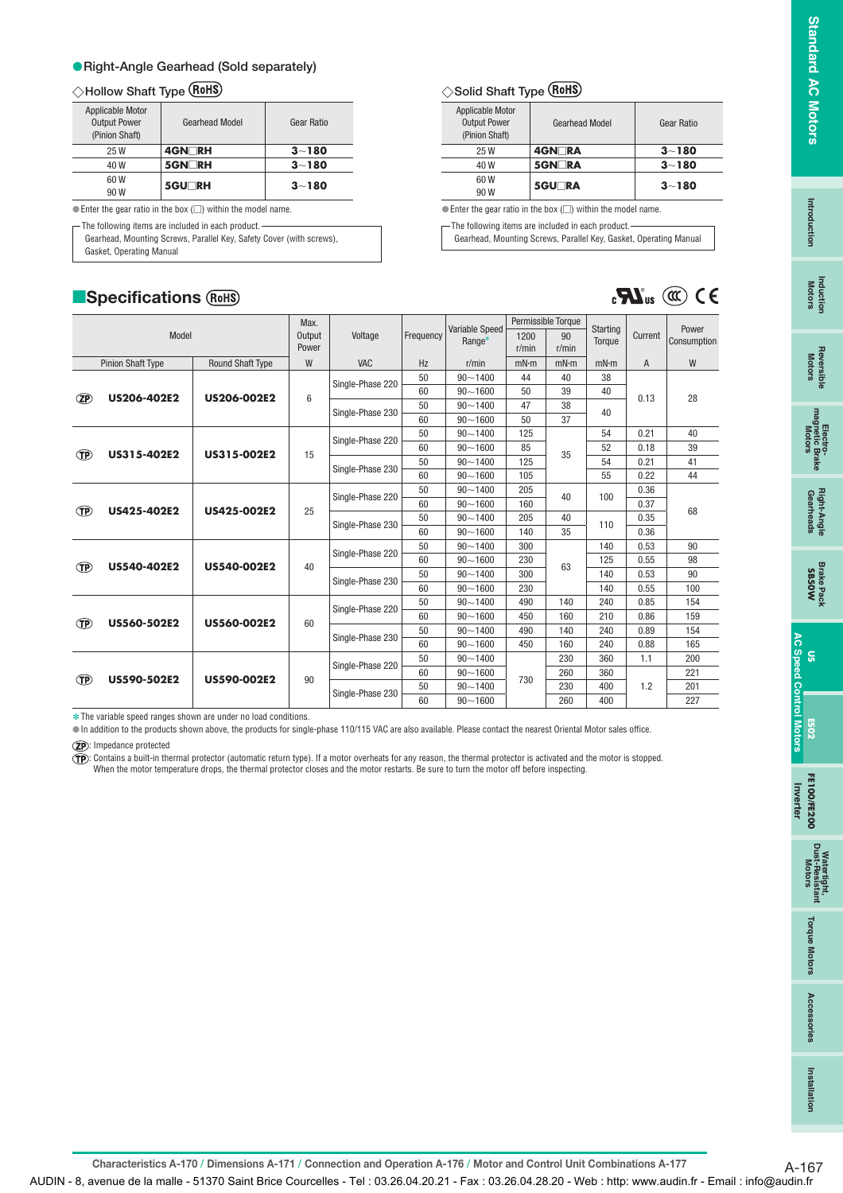● Right-Angle Gearhead (Sold separately)

◇Hollow Shaft Type (RoHS)

| Applicable Motor Output Power (Pinion Shaft) | Gearhead Model | Gear Ratio |
|---|---|---|
| 25 W | 4GN□RH | 3～180 |
| 40 W | 5GN□RH | 3～180 |
| 60 W<br>90 W | 5GU□RH | 3～180 |

● Enter the gear ratio in the box (□) within the model name.

The following items are included in each product.
Gearhead, Mounting Screws, Parallel Key, Safety Cover (with screws), Gasket, Operating Manual

◇Solid Shaft Type (RoHS)

| Applicable Motor Output Power (Pinion Shaft) | Gearhead Model | Gear Ratio |
|---|---|---|
| 25 W | 4GN□RA | 3～180 |
| 40 W | 5GN□RA | 3～180 |
| 60 W<br>90 W | 5GU□RA | 3～180 |

● Enter the gear ratio in the box (□) within the model name.

The following items are included in each product.
Gearhead, Mounting Screws, Parallel Key, Gasket, Operating Manual

## ■Specifications (RoHS)

| Model | | Max. Output Power | Voltage | Frequency | Variable Speed Range* | Permissible Torque | | Starting Torque | Current | Power Consumption |
|---|---|---|---|---|---|---|---|---|---|---|
| | | | | | | 1200 r/min | 90 r/min | | | |
| Pinion Shaft Type | Round Shaft Type | W | VAC | Hz | r/min | mN·m | mN·m | mN·m | A | W |
| (ZP) US206-402E2 | US206-002E2 | 6 | Single-Phase 220 | 50 | 90～1400 | 44 | 40 | 38 | 0.13 | 28 |
| | | | | 60 | 90～1600 | 50 | 39 | 40 | | |
| | | | Single-Phase 230 | 50 | 90～1400 | 47 | 38 | 40 | | |
| | | | | 60 | 90～1600 | 50 | 37 | | | |
| (TP) US315-402E2 | US315-002E2 | 15 | Single-Phase 220 | 50 | 90～1400 | 125 | 35 | 54 | 0.21 | 40 |
| | | | | 60 | 90～1600 | 85 | | 52 | 0.18 | 39 |
| | | | Single-Phase 230 | 50 | 90～1400 | 125 | | 54 | 0.21 | 41 |
| | | | | 60 | 90～1600 | 105 | | 55 | 0.22 | 44 |
| (TP) US425-402E2 | US425-002E2 | 25 | Single-Phase 220 | 50 | 90～1400 | 205 | 40 | 100 | 0.36 | 68 |
| | | | | 60 | 90～1600 | 160 | | | 0.37 | |
| | | | Single-Phase 230 | 50 | 90～1400 | 205 | 40 | 110 | 0.35 | |
| | | | | 60 | 90～1600 | 140 | 35 | | 0.36 | |
| (TP) US540-402E2 | US540-002E2 | 40 | Single-Phase 220 | 50 | 90～1400 | 300 | 63 | 140 | 0.53 | 90 |
| | | | | 60 | 90～1600 | 230 | | 125 | 0.55 | 98 |
| | | | Single-Phase 230 | 50 | 90～1400 | 300 | | 140 | 0.53 | 90 |
| | | | | 60 | 90～1600 | 230 | | 140 | 0.55 | 100 |
| (TP) US560-502E2 | US560-002E2 | 60 | Single-Phase 220 | 50 | 90～1400 | 490 | 140 | 240 | 0.85 | 154 |
| | | | | 60 | 90～1600 | 450 | 160 | 210 | 0.86 | 159 |
| | | | Single-Phase 230 | 50 | 90～1400 | 490 | 140 | 240 | 0.89 | 154 |
| | | | | 60 | 90～1600 | 450 | 160 | 240 | 0.88 | 165 |
| (TP) US590-502E2 | US590-002E2 | 90 | Single-Phase 220 | 50 | 90～1400 | 730 | 230 | 360 | 1.1 | 200 |
| | | | | 60 | 90～1600 | | 260 | 360 | | 221 |
| | | | Single-Phase 230 | 50 | 90～1400 | | 230 | 400 | 1.2 | 201 |
| | | | | 60 | 90～1600 | | 260 | 400 | | 227 |

* The variable speed ranges shown are under no load conditions.

● In addition to the products shown above, the products for single-phase 110/115 VAC are also available. Please contact the nearest Oriental Motor sales office.

(ZP): Impedance protected

(TP): Contains a built-in thermal protector (automatic return type). If a motor overheats for any reason, the thermal protector is activated and the motor is stopped. When the motor temperature drops, the thermal protector closes and the motor restarts. Be sure to turn the motor off before inspecting.

Characteristics A-170 / Dimensions A-171 / Connection and Operation A-176 / Motor and Control Unit Combinations A-177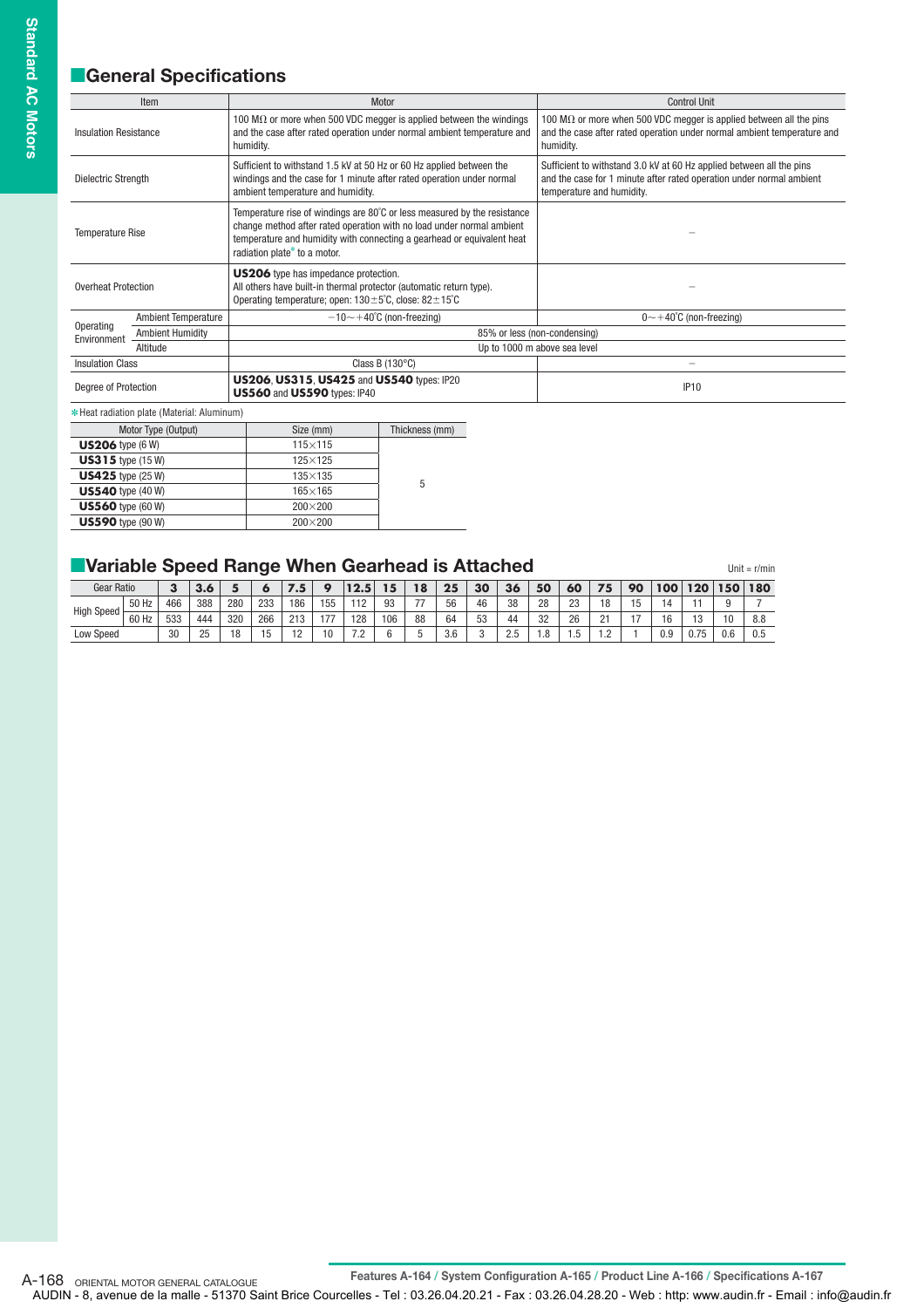## General Specifications

| Item | | Motor | Control Unit |
|---|---|---|---|
| Insulation Resistance | | 100 MΩ or more when 500 VDC megger is applied between the windings and the case after rated operation under normal ambient temperature and humidity. | 100 MΩ or more when 500 VDC megger is applied between all the pins and the case after rated operation under normal ambient temperature and humidity. |
| Dielectric Strength | | Sufficient to withstand 1.5 kV at 50 Hz or 60 Hz applied between the windings and the case for 1 minute after rated operation under normal ambient temperature and humidity. | Sufficient to withstand 3.0 kV at 60 Hz applied between all the pins and the case for 1 minute after rated operation under normal ambient temperature and humidity. |
| Temperature Rise | | Temperature rise of windings are 80˚C or less measured by the resistance change method after rated operation with no load under normal ambient temperature and humidity with connecting a gearhead or equivalent heat radiation plate* to a motor. | − |
| Overheat Protection | | **US206** type has impedance protection. All others have built-in thermal protector (automatic return type). Operating temperature; open: 130±5˚C, close: 82±15˚C | − |
| Operating Environment | Ambient Temperature | −10∼+40˚C (non-freezing) | 0∼+40˚C (non-freezing) |
| | Ambient Humidity | 85% or less (non-condensing) | |
| | Altitude | Up to 1000 m above sea level | |
| Insulation Class | | Class B (130°C) | − |
| Degree of Protection | | **US206**, **US315**, **US425** and **US540** types: IP20 **US560** and **US590** types: IP40 | IP10 |

*Heat radiation plate (Material: Aluminum)

| Motor Type (Output) | Size (mm) | Thickness (mm) |
|---|---|---|
| **US206** type (6 W) | 115×115 | 5 |
| **US315** type (15 W) | 125×125 | |
| **US425** type (25 W) | 135×135 | |
| **US540** type (40 W) | 165×165 | |
| **US560** type (60 W) | 200×200 | |
| **US590** type (90 W) | 200×200 | |

## Variable Speed Range When Gearhead is Attached

Unit = r/min

| Gear Ratio | | 3 | 3.6 | 5 | 6 | 7.5 | 9 | 12.5 | 15 | 18 | 25 | 30 | 36 | 50 | 60 | 75 | 90 | 100 | 120 | 150 | 180 |
|---|---|---|---|---|---|---|---|---|---|---|---|---|---|---|---|---|---|---|---|---|---|
| High Speed | 50 Hz | 466 | 388 | 280 | 233 | 186 | 155 | 112 | 93 | 77 | 56 | 46 | 38 | 28 | 23 | 18 | 15 | 14 | 11 | 9 | 7 |
| | 60 Hz | 533 | 444 | 320 | 266 | 213 | 177 | 128 | 106 | 88 | 64 | 53 | 44 | 32 | 26 | 21 | 17 | 16 | 13 | 10 | 8.8 |
| Low Speed | | 30 | 25 | 18 | 15 | 12 | 10 | 7.2 | 6 | 5 | 3.6 | 3 | 2.5 | 1.8 | 1.5 | 1.2 | 1 | 0.9 | 0.75 | 0.6 | 0.5 |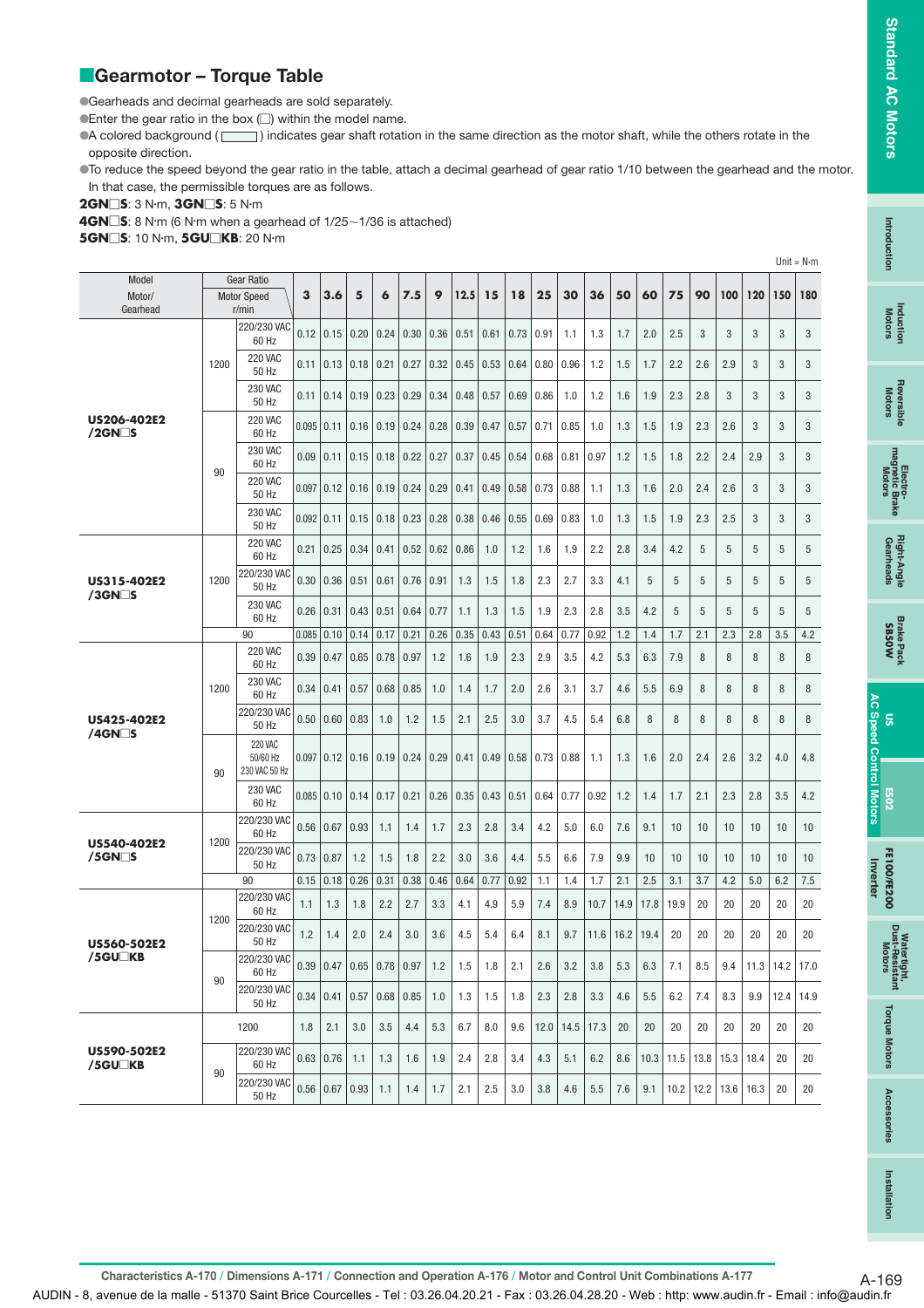## Gearmotor – Torque Table

- Gearheads and decimal gearheads are sold separately.
- Enter the gear ratio in the box (□) within the model name.
- A colored background ( ) indicates gear shaft rotation in the same direction as the motor shaft, while the others rotate in the opposite direction.
- To reduce the speed beyond the gear ratio in the table, attach a decimal gearhead of gear ratio 1/10 between the gearhead and the motor. In that case, the permissible torques are as follows.

**2GN□S**: 3 N·m, **3GN□S**: 5 N·m

**4GN□S**: 8 N·m (6 N·m when a gearhead of 1/25~1/36 is attached)

**5GN□S**: 10 N·m, **5GU□KB**: 20 N·m

Unit = N·m

| Model Motor/Gearhead | Gear Ratio Motor Speed r/min | | 3 | 3.6 | 5 | 6 | 7.5 | 9 | 12.5 | 15 | 18 | 25 | 30 | 36 | 50 | 60 | 75 | 90 | 100 | 120 | 150 | 180 |
|---|---|---|---|---|---|---|---|---|---|---|---|---|---|---|---|---|---|---|---|---|---|---|
| **US206-402E2 /2GN□S** | 1200 | 220/230 VAC 60 Hz | 0.12 | 0.15 | 0.20 | 0.24 | 0.30 | 0.36 | 0.51 | 0.61 | 0.73 | 0.91 | 1.1 | 1.3 | 1.7 | 2.0 | 2.5 | 3 | 3 | 3 | 3 | 3 |
| | | 220 VAC 50 Hz | 0.11 | 0.13 | 0.18 | 0.21 | 0.27 | 0.32 | 0.45 | 0.53 | 0.64 | 0.80 | 0.96 | 1.2 | 1.5 | 1.7 | 2.2 | 2.6 | 2.9 | 3 | 3 | 3 |
| | | 230 VAC 50 Hz | 0.11 | 0.14 | 0.19 | 0.23 | 0.29 | 0.34 | 0.48 | 0.57 | 0.69 | 0.86 | 1.0 | 1.2 | 1.6 | 1.9 | 2.3 | 2.8 | 3 | 3 | 3 | 3 |
| | 90 | 220 VAC 60 Hz | 0.095 | 0.11 | 0.16 | 0.19 | 0.24 | 0.28 | 0.39 | 0.47 | 0.57 | 0.71 | 0.85 | 1.0 | 1.3 | 1.5 | 1.9 | 2.3 | 2.6 | 3 | 3 | 3 |
| | | 230 VAC 60 Hz | 0.09 | 0.11 | 0.15 | 0.18 | 0.22 | 0.27 | 0.37 | 0.45 | 0.54 | 0.68 | 0.81 | 0.97 | 1.2 | 1.5 | 1.8 | 2.2 | 2.4 | 2.9 | 3 | 3 |
| | | 220 VAC 50 Hz | 0.097 | 0.12 | 0.16 | 0.19 | 0.24 | 0.29 | 0.41 | 0.49 | 0.58 | 0.73 | 0.88 | 1.1 | 1.3 | 1.6 | 2.0 | 2.4 | 2.6 | 3 | 3 | 3 |
| | | 230 VAC 50 Hz | 0.092 | 0.11 | 0.15 | 0.18 | 0.23 | 0.28 | 0.38 | 0.46 | 0.55 | 0.69 | 0.83 | 1.0 | 1.3 | 1.5 | 1.9 | 2.3 | 2.5 | 3 | 3 | 3 |
| **US315-402E2 /3GN□S** | 1200 | 220 VAC 60 Hz | 0.21 | 0.25 | 0.34 | 0.41 | 0.52 | 0.62 | 0.86 | 1.0 | 1.2 | 1.6 | 1.9 | 2.2 | 2.8 | 3.4 | 4.2 | 5 | 5 | 5 | 5 | 5 |
| | | 220/230 VAC 50 Hz | 0.30 | 0.36 | 0.51 | 0.61 | 0.76 | 0.91 | 1.3 | 1.5 | 1.8 | 2.3 | 2.7 | 3.3 | 4.1 | 5 | 5 | 5 | 5 | 5 | 5 | 5 |
| | | 230 VAC 60 Hz | 0.26 | 0.31 | 0.43 | 0.51 | 0.64 | 0.77 | 1.1 | 1.3 | 1.5 | 1.9 | 2.3 | 2.8 | 3.5 | 4.2 | 5 | 5 | 5 | 5 | 5 | 5 |
| | 90 | | 0.085 | 0.10 | 0.14 | 0.17 | 0.21 | 0.26 | 0.35 | 0.43 | 0.51 | 0.64 | 0.77 | 0.92 | 1.2 | 1.4 | 1.7 | 2.1 | 2.3 | 2.8 | 3.5 | 4.2 |
| **US425-402E2 /4GN□S** | 1200 | 220 VAC 60 Hz | 0.39 | 0.47 | 0.65 | 0.78 | 0.97 | 1.2 | 1.6 | 1.9 | 2.3 | 2.9 | 3.5 | 4.2 | 5.3 | 6.3 | 7.9 | 8 | 8 | 8 | 8 | 8 |
| | | 230 VAC 60 Hz | 0.34 | 0.41 | 0.57 | 0.68 | 0.85 | 1.0 | 1.4 | 1.7 | 2.0 | 2.6 | 3.1 | 3.7 | 4.6 | 5.5 | 6.9 | 8 | 8 | 8 | 8 | 8 |
| | | 220/230 VAC 50 Hz | 0.50 | 0.60 | 0.83 | 1.0 | 1.2 | 1.5 | 2.1 | 2.5 | 3.0 | 3.7 | 4.5 | 5.4 | 6.8 | 8 | 8 | 8 | 8 | 8 | 8 | 8 |
| | 90 | 220 VAC 50/60 Hz 230 VAC 50 Hz | 0.097 | 0.12 | 0.16 | 0.19 | 0.24 | 0.29 | 0.41 | 0.49 | 0.58 | 0.73 | 0.88 | 1.1 | 1.3 | 1.6 | 2.0 | 2.4 | 2.6 | 3.2 | 4.0 | 4.8 |
| | | 230 VAC 60 Hz | 0.085 | 0.10 | 0.14 | 0.17 | 0.21 | 0.26 | 0.35 | 0.43 | 0.51 | 0.64 | 0.77 | 0.92 | 1.2 | 1.4 | 1.7 | 2.1 | 2.3 | 2.8 | 3.5 | 4.2 |
| **US540-402E2 /5GN□S** | 1200 | 220/230 VAC 60 Hz | 0.56 | 0.67 | 0.93 | 1.1 | 1.4 | 1.7 | 2.3 | 2.8 | 3.4 | 4.2 | 5.0 | 6.0 | 7.6 | 9.1 | 10 | 10 | 10 | 10 | 10 | 10 |
| | | 220/230 VAC 50 Hz | 0.73 | 0.87 | 1.2 | 1.5 | 1.8 | 2.2 | 3.0 | 3.6 | 4.4 | 5.5 | 6.6 | 7.9 | 9.9 | 10 | 10 | 10 | 10 | 10 | 10 | 10 |
| | 90 | | 0.15 | 0.18 | 0.26 | 0.31 | 0.38 | 0.46 | 0.64 | 0.77 | 0.92 | 1.1 | 1.4 | 1.7 | 2.1 | 2.5 | 3.1 | 3.7 | 4.2 | 5.0 | 6.2 | 7.5 |
| **US560-502E2 /5GU□KB** | 1200 | 220/230 VAC 60 Hz | 1.1 | 1.3 | 1.8 | 2.2 | 2.7 | 3.3 | 4.1 | 4.9 | 5.9 | 7.4 | 8.9 | 10.7 | 14.9 | 17.8 | 19.9 | 20 | 20 | 20 | 20 | 20 |
| | | 220/230 VAC 50 Hz | 1.2 | 1.4 | 2.0 | 2.4 | 3.0 | 3.6 | 4.5 | 5.4 | 6.4 | 8.1 | 9.7 | 11.6 | 16.2 | 19.4 | 20 | 20 | 20 | 20 | 20 | 20 |
| | 90 | 220/230 VAC 60 Hz | 0.39 | 0.47 | 0.65 | 0.78 | 0.97 | 1.2 | 1.5 | 1.8 | 2.1 | 2.6 | 3.2 | 3.8 | 5.3 | 6.3 | 7.1 | 8.5 | 9.4 | 11.3 | 14.2 | 17.0 |
| | | 220/230 VAC 50 Hz | 0.34 | 0.41 | 0.57 | 0.68 | 0.85 | 1.0 | 1.3 | 1.5 | 1.8 | 2.3 | 2.8 | 3.3 | 4.6 | 5.5 | 6.2 | 7.4 | 8.3 | 9.9 | 12.4 | 14.9 |
| **US590-502E2 /5GU□KB** | 1200 | | 1.8 | 2.1 | 3.0 | 3.5 | 4.4 | 5.3 | 6.7 | 8.0 | 9.6 | 12.0 | 14.5 | 17.3 | 20 | 20 | 20 | 20 | 20 | 20 | 20 | 20 |
| | 90 | 220/230 VAC 60 Hz | 0.63 | 0.76 | 1.1 | 1.3 | 1.6 | 1.9 | 2.4 | 2.8 | 3.4 | 4.3 | 5.1 | 6.2 | 8.6 | 10.3 | 11.5 | 13.8 | 15.3 | 18.4 | 20 | 20 |
| | | 220/230 VAC 50 Hz | 0.56 | 0.67 | 0.93 | 1.1 | 1.4 | 1.7 | 2.1 | 2.5 | 3.0 | 3.8 | 4.6 | 5.5 | 7.6 | 9.1 | 10.2 | 12.2 | 13.6 | 16.3 | 20 | 20 |

Characteristics A-170 / Dimensions A-171 / Connection and Operation A-176 / Motor and Control Unit Combinations A-177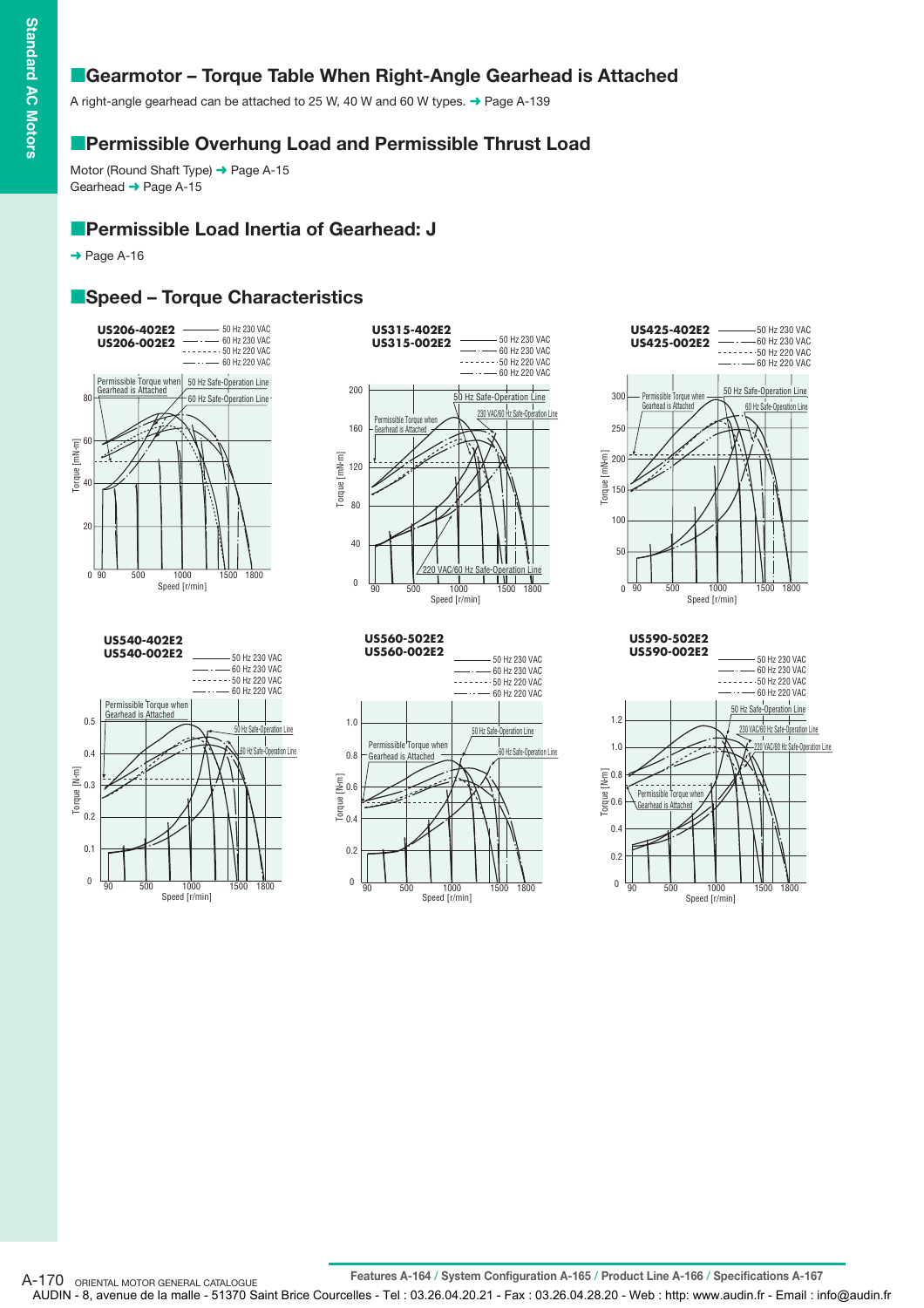## Gearmotor – Torque Table When Right-Angle Gearhead is Attached

A right-angle gearhead can be attached to 25 W, 40 W and 60 W types. ➜ Page A-139

## Permissible Overhung Load and Permissible Thrust Load

Motor (Round Shaft Type) ➜ Page A-15
Gearhead ➜ Page A-15

## Permissible Load Inertia of Gearhead: J

➜ Page A-16

## Speed – Torque Characteristics

**US206-402E2**
**US206-002E2**

50 Hz 230 VAC / 60 Hz 230 VAC / 50 Hz 220 VAC / 60 Hz 220 VAC

Permissible Torque when Gearhead is Attached; 50 Hz Safe-Operation Line; 60 Hz Safe-Operation Line

Torque [mN·m] (0–80); Speed [r/min] (90–1800)

**US315-402E2**
**US315-002E2**

50 Hz 230 VAC / 60 Hz 230 VAC / 50 Hz 220 VAC / 60 Hz 220 VAC

Permissible Torque when Gearhead is Attached; 50 Hz Safe-Operation Line; 230 VAC/60 Hz Safe-Operation Line; 220 VAC/60 Hz Safe-Operation Line

Torque [mN·m] (0–200); Speed [r/min] (90–1800)

**US425-402E2**
**US425-002E2**

50 Hz 230 VAC / 60 Hz 230 VAC / 50 Hz 220 VAC / 60 Hz 220 VAC

Permissible Torque when Gearhead is Attached; 50 Hz Safe-Operation Line; 60 Hz Safe-Operation Line

Torque [mN·m] (0–300); Speed [r/min] (90–1800)

**US540-402E2**
**US540-002E2**

50 Hz 230 VAC / 60 Hz 230 VAC / 50 Hz 220 VAC / 60 Hz 220 VAC

Permissible Torque when Gearhead is Attached; 50 Hz Safe-Operation Line; 60 Hz Safe-Operation Line

Torque [N·m] (0–0.5); Speed [r/min] (90–1800)

**US560-502E2**
**US560-002E2**

50 Hz 230 VAC / 60 Hz 230 VAC / 50 Hz 220 VAC / 60 Hz 220 VAC

Permissible Torque when Gearhead is Attached; 50 Hz Safe-Operation Line; 60 Hz Safe-Operation Line

Torque [N·m] (0–1.0); Speed [r/min] (90–1800)

**US590-502E2**
**US590-002E2**

50 Hz 230 VAC / 60 Hz 230 VAC / 50 Hz 220 VAC / 60 Hz 220 VAC

Permissible Torque when Gearhead is Attached; 50 Hz Safe-Operation Line; 230 VAC/60 Hz Safe-Operation Line; 220 VAC/60 Hz Safe-Operation Line

Torque [N·m] (0–1.2); Speed [r/min] (90–1800)

Features A-164 / System Configuration A-165 / Product Line A-166 / Specifications A-167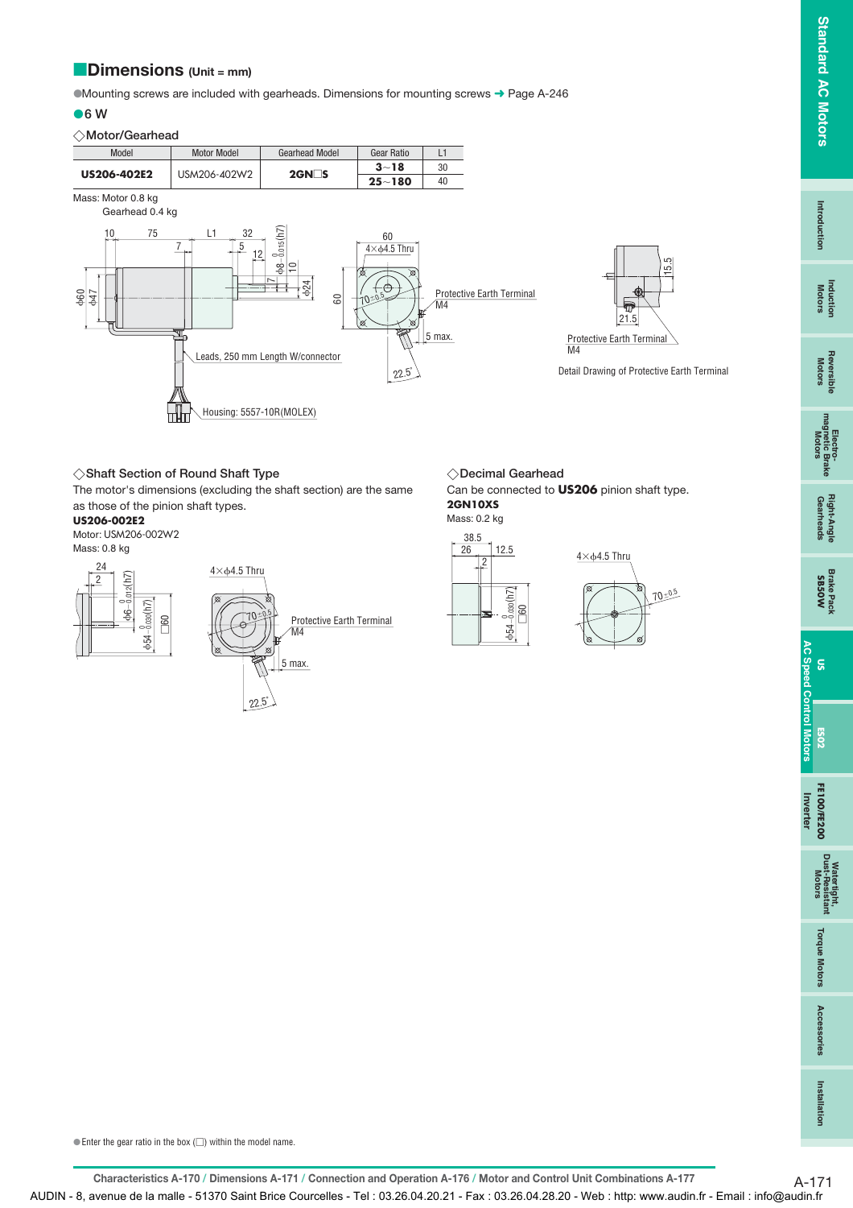## Dimensions (Unit = mm)

●Mounting screws are included with gearheads. Dimensions for mounting screws ➜ Page A-246

●6 W

### ◇Motor/Gearhead

| Model | Motor Model | Gearhead Model | Gear Ratio | L1 |
|---|---|---|---|---|
| **US206-402E2** | USM206-402W2 | **2GN□S** | **3～18** | 30 |
| | | | **25～180** | 40 |

Mass: Motor 0.8 kg
Gearhead 0.4 kg

Leads, 250 mm Length W/connector

Housing: 5557-10R(MOLEX)

4×ϕ4.5 Thru

Protective Earth Terminal M4

5 max.

Detail Drawing of Protective Earth Terminal

### ◇Shaft Section of Round Shaft Type

The motor's dimensions (excluding the shaft section) are the same as those of the pinion shaft types.

**US206-002E2**
Motor: USM206-002W2
Mass: 0.8 kg

4×ϕ4.5 Thru

Protective Earth Terminal M4

5 max.

### ◇Decimal Gearhead

Can be connected to **US206** pinion shaft type.

**2GN10XS**
Mass: 0.2 kg

4×ϕ4.5 Thru

●Enter the gear ratio in the box (□) within the model name.

Characteristics A-170 / Dimensions A-171 / Connection and Operation A-176 / Motor and Control Unit Combinations A-177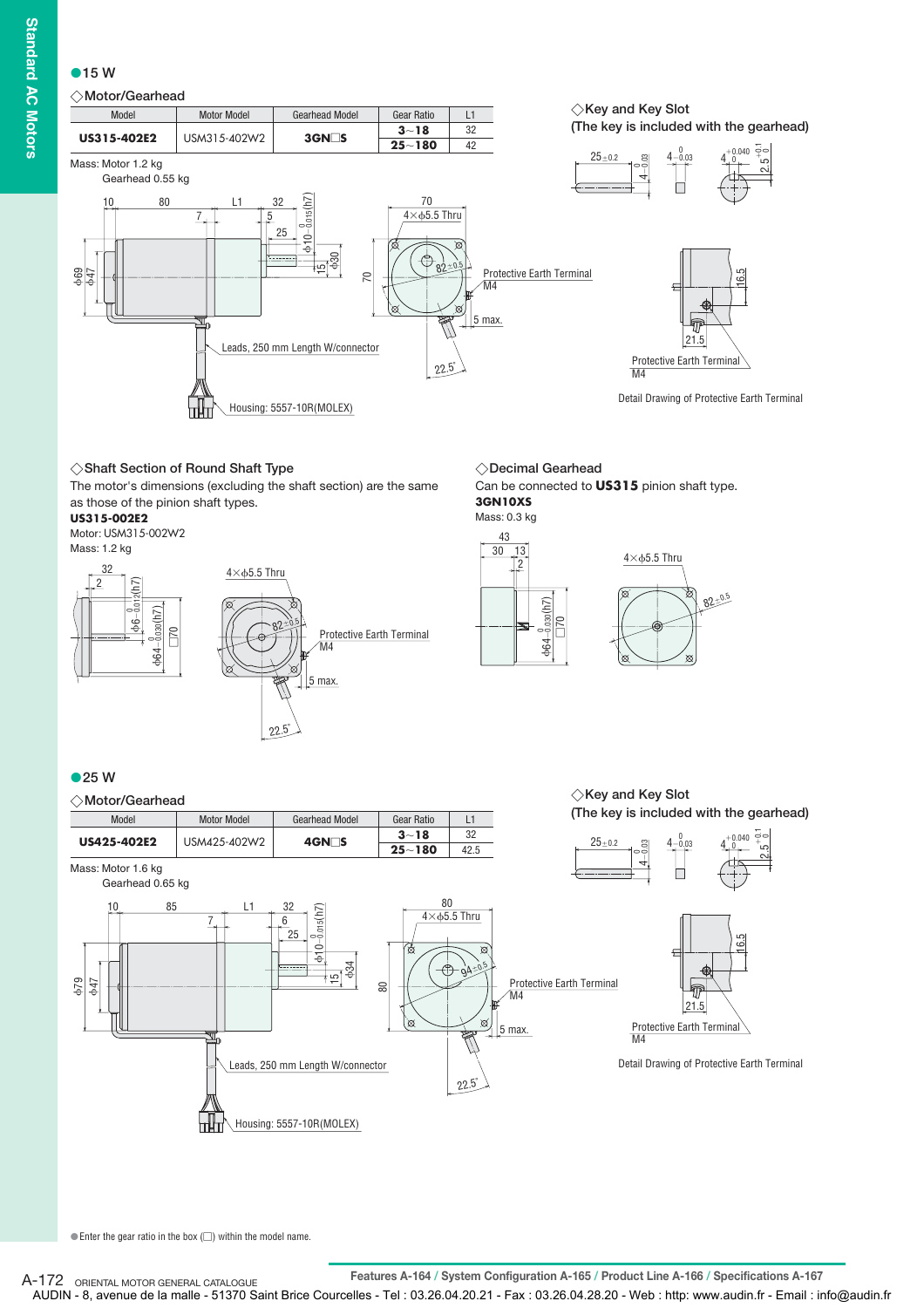## ●15 W

### ◇Motor/Gearhead

| Model | Motor Model | Gearhead Model | Gear Ratio | L1 |
|---|---|---|---|---|
| **US315-402E2** | USM315-402W2 | **3GN□S** | **3～18** | 32 |
| | | | **25～180** | 42 |

Mass: Motor 1.2 kg
Gearhead 0.55 kg

10 80 L1 32 7 5 25 φ10 $^{0}_{-0.015}$(h7) 15 φ30 φ69 φ47 70 4×φ5.5 Thru 70 82±0.5 Protective Earth Terminal M4 5 max. 22.5° Leads, 250 mm Length W/connector Housing: 5557-10R(MOLEX)

### ◇Key and Key Slot
(The key is included with the gearhead)

25±0.2 4 $^{0}_{-0.03}$ 4 $^{0}_{-0.03}$ 4 $^{+0.040}_{0}$ 2.5 $^{+0.1}_{0}$

16.5 21.5 Protective Earth Terminal M4

Detail Drawing of Protective Earth Terminal

### ◇Shaft Section of Round Shaft Type

The motor's dimensions (excluding the shaft section) are the same as those of the pinion shaft types.

**US315-002E2**
Motor: USM315-002W2
Mass: 1.2 kg

32 2 φ6 $^{0}_{-0.012}$(h7) φ64 $^{0}_{-0.030}$(h7) □70 4×φ5.5 Thru 82±0.5 Protective Earth Terminal M4 5 max. 22.5°

### ◇Decimal Gearhead

Can be connected to **US315** pinion shaft type.
**3GN10XS**
Mass: 0.3 kg

43 30 13 2 φ64 $^{0}_{-0.030}$(h7) □70 4×φ5.5 Thru 82±0.5

## ●25 W

### ◇Motor/Gearhead

| Model | Motor Model | Gearhead Model | Gear Ratio | L1 |
|---|---|---|---|---|
| **US425-402E2** | USM425-402W2 | **4GN□S** | **3～18** | 32 |
| | | | **25～180** | 42.5 |

Mass: Motor 1.6 kg
Gearhead 0.65 kg

10 85 L1 32 7 6 25 φ10 $^{0}_{-0.015}$(h7) 15 φ34 φ79 φ47 80 4×φ5.5 Thru 80 94±0.5 Protective Earth Terminal M4 5 max. 22.5° Leads, 250 mm Length W/connector Housing: 5557-10R(MOLEX)

### ◇Key and Key Slot
(The key is included with the gearhead)

25±0.2 4 $^{0}_{-0.03}$ 4 $^{0}_{-0.03}$ 4 $^{+0.040}_{0}$ 2.5 $^{+0.1}_{0}$

16.5 21.5 Protective Earth Terminal M4

Detail Drawing of Protective Earth Terminal

●Enter the gear ratio in the box (□) within the model name.

Features A-164 / System Configuration A-165 / Product Line A-166 / Specifications A-167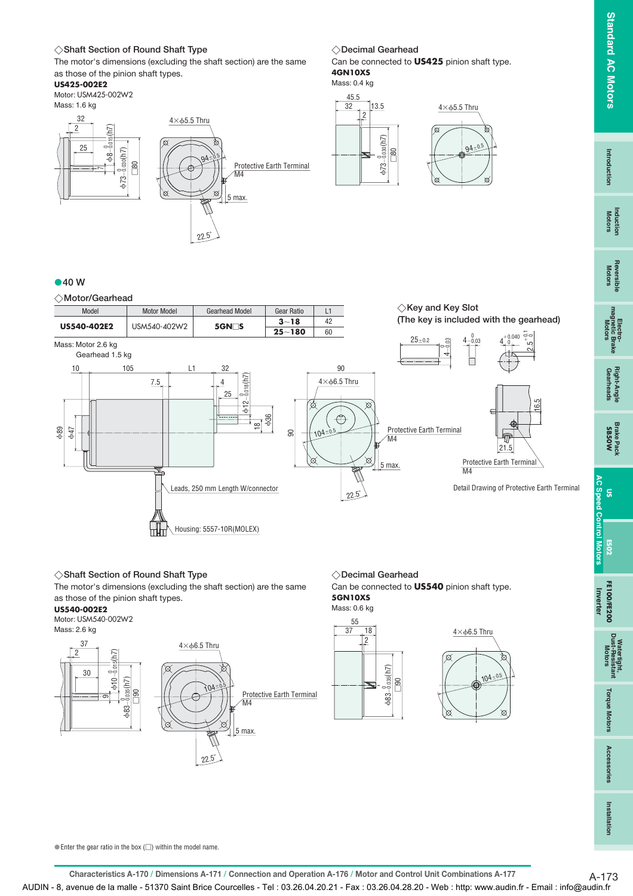◇Shaft Section of Round Shaft Type

The motor's dimensions (excluding the shaft section) are the same as those of the pinion shaft types.

**US425-002E2**

Motor: USM425-002W2

Mass: 1.6 kg

◇Decimal Gearhead

Can be connected to **US425** pinion shaft type.

**4GN10XS**

Mass: 0.4 kg

## ●40 W

### ◇Motor/Gearhead

| Model | Motor Model | Gearhead Model | Gear Ratio | L1 |
|---|---|---|---|---|
| **US540-402E2** | USM540-402W2 | **5GN□S** | **3~18** | 42 |
| | | | **25~180** | 60 |

Mass: Motor 2.6 kg
Gearhead 1.5 kg

◇Key and Key Slot

(The key is included with the gearhead)

Leads, 250 mm Length W/connector

Housing: 5557-10R(MOLEX)

Protective Earth Terminal M4

Detail Drawing of Protective Earth Terminal

◇Shaft Section of Round Shaft Type

The motor's dimensions (excluding the shaft section) are the same as those of the pinion shaft types.

**US540-002E2**

Motor: USM540-002W2

Mass: 2.6 kg

◇Decimal Gearhead

Can be connected to **US540** pinion shaft type.

**5GN10XS**

Mass: 0.6 kg

●Enter the gear ratio in the box (□) within the model name.

Characteristics A-170 / Dimensions A-171 / Connection and Operation A-176 / Motor and Control Unit Combinations A-177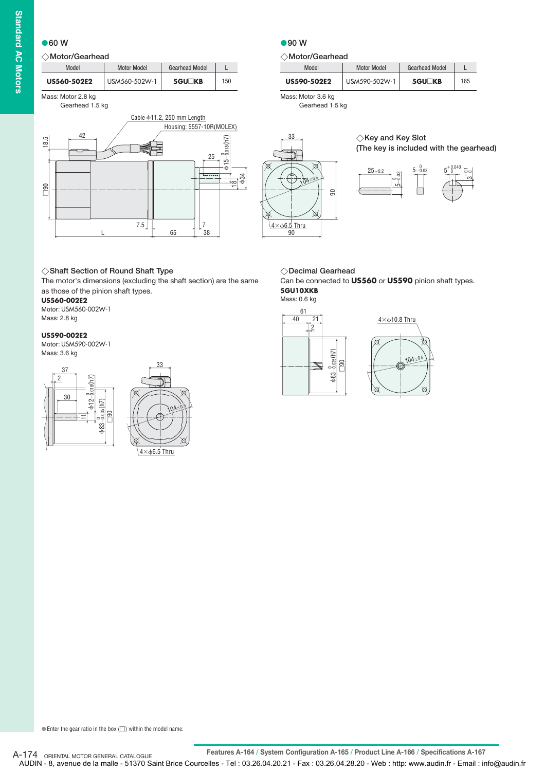## ● 60 W

### ◇ Motor/Gearhead

| Model | Motor Model | Gearhead Model | L |
|---|---|---|---|
| **US560-502E2** | USM560-502W-1 | **5GU□KB** | 150 |

Mass: Motor 2.8 kg
Gearhead 1.5 kg

## ● 90 W

### ◇ Motor/Gearhead

| Model | Motor Model | Gearhead Model | L |
|---|---|---|---|
| **US590-502E2** | USM590-502W-1 | **5GU□KB** | 165 |

Mass: Motor 3.6 kg
Gearhead 1.5 kg

### ◇ Key and Key Slot
(The key is included with the gearhead)

### ◇ Shaft Section of Round Shaft Type

The motor's dimensions (excluding the shaft section) are the same as those of the pinion shaft types.

**US560-002E2**
Motor: USM560-002W-1
Mass: 2.8 kg

**US590-002E2**
Motor: USM590-002W-1
Mass: 3.6 kg

### ◇ Decimal Gearhead

Can be connected to **US560** or **US590** pinion shaft types.

**5GU10XKB**
Mass: 0.6 kg

● Enter the gear ratio in the box (□) within the model name.

Features A-164 / System Configuration A-165 / Product Line A-166 / Specifications A-167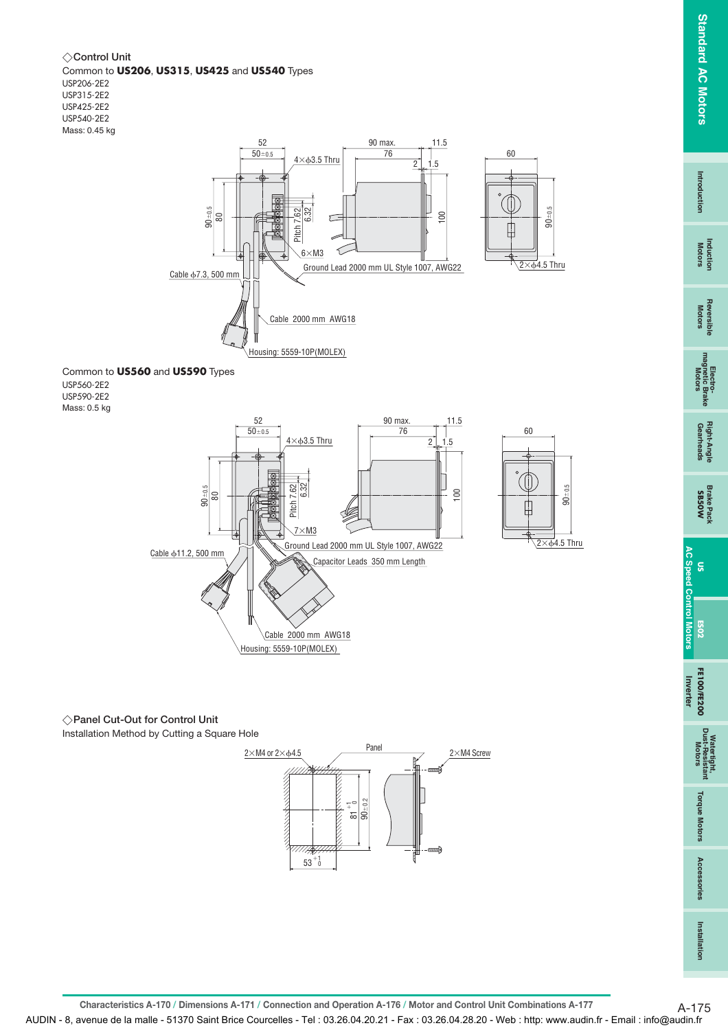## ◇Control Unit

Common to **US206**, **US315**, **US425** and **US540** Types

USP206-2E2
USP315-2E2
USP425-2E2
USP540-2E2
Mass: 0.45 kg

52
50±0.5
4×φ3.5 Thru
90 max.
76
11.5
2
1.5
60
90±0.5
80
Pitch 7.62
6.32
100
90±0.5
6×M3
2×φ4.5 Thru
Ground Lead 2000 mm UL Style 1007, AWG22
Cable φ7.3, 500 mm
Cable 2000 mm AWG18
Housing: 5559-10P(MOLEX)

Common to **US560** and **US590** Types

USP560-2E2
USP590-2E2
Mass: 0.5 kg

52
50±0.5
4×φ3.5 Thru
90 max.
76
11.5
2
1.5
60
90±0.5
80
Pitch 7.62
6.32
100
90±0.5
7×M3
2×φ4.5 Thru
Ground Lead 2000 mm UL Style 1007, AWG22
Cable φ11.2, 500 mm
Capacitor Leads 350 mm Length
Cable 2000 mm AWG18
Housing: 5559-10P(MOLEX)

## ◇Panel Cut-Out for Control Unit

Installation Method by Cutting a Square Hole

2×M4 or 2×φ4.5
Panel
2×M4 Screw
$81^{+1}_{0}$
90±0.2
$53^{+1}_{0}$

Characteristics A-170 / Dimensions A-171 / Connection and Operation A-176 / Motor and Control Unit Combinations A-177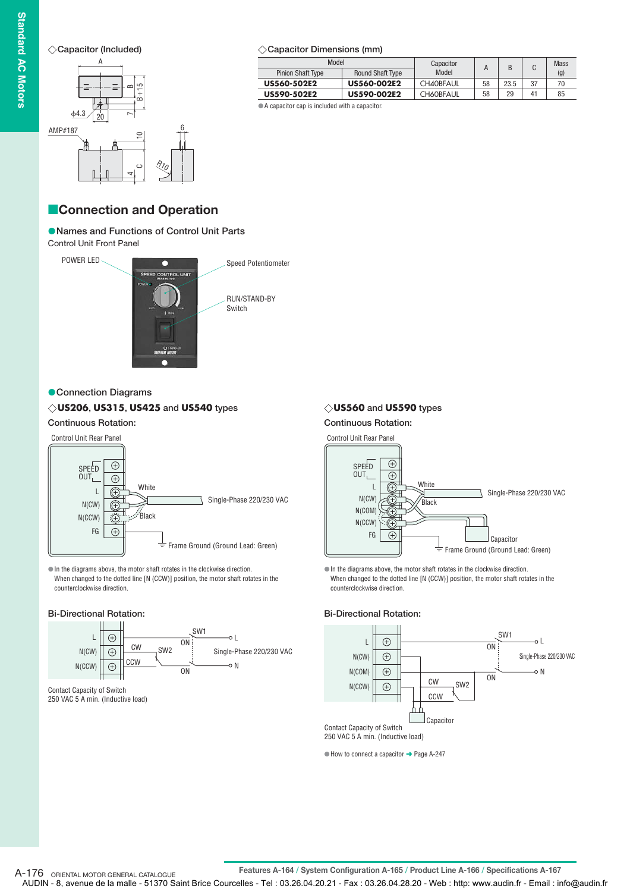◇Capacitor (Included)

◇Capacitor Dimensions (mm)

| Model | | Capacitor Model | A | B | C | Mass (g) |
|---|---|---|---|---|---|---|
| Pinion Shaft Type | Round Shaft Type | | | | | |
| **US560-502E2** | **US560-002E2** | CH40BFAUL | 58 | 23.5 | 37 | 70 |
| **US590-502E2** | **US590-002E2** | CH60BFAUL | 58 | 29 | 41 | 85 |

● A capacitor cap is included with a capacitor.

## Connection and Operation

### Names and Functions of Control Unit Parts

Control Unit Front Panel

POWER LED

Speed Potentiometer

RUN/STAND-BY Switch

### Connection Diagrams

◇**US206**, **US315**, **US425** and **US540** types

Continuous Rotation:

Control Unit Rear Panel

SPEED OUT, L, N(CW), N(CCW), FG — White, Black — Single-Phase 220/230 VAC — Frame Ground (Ground Lead: Green)

● In the diagrams above, the motor shaft rotates in the clockwise direction. When changed to the dotted line [N (CCW)] position, the motor shaft rotates in the counterclockwise direction.

Bi-Directional Rotation:

L, N(CW), N(CCW) — CW, CCW, SW2, SW1, ON — Single-Phase 220/230 VAC — L, N

Contact Capacity of Switch
250 VAC 5 A min. (Inductive load)

◇**US560** and **US590** types

Continuous Rotation:

Control Unit Rear Panel

SPEED OUT, L, N(CW), N(COM), N(CCW), FG — White, Black — Single-Phase 220/230 VAC — Capacitor — Frame Ground (Ground Lead: Green)

● In the diagrams above, the motor shaft rotates in the clockwise direction. When changed to the dotted line [N (CCW)] position, the motor shaft rotates in the counterclockwise direction.

Bi-Directional Rotation:

L, N(CW), N(COM), N(CCW) — CW, CCW, SW2, SW1, ON — Capacitor — Single-Phase 220/230 VAC — L, N

Contact Capacity of Switch
250 VAC 5 A min. (Inductive load)

● How to connect a capacitor ➜ Page A-247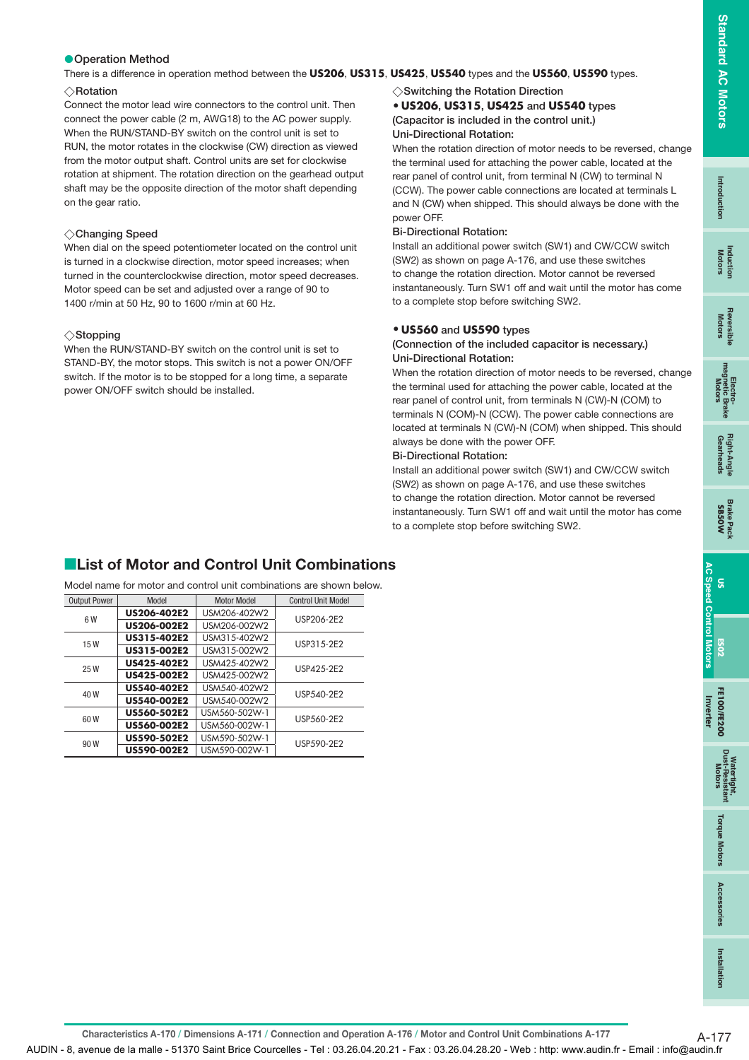## ●Operation Method

There is a difference in operation method between the **US206**, **US315**, **US425**, **US540** types and the **US560**, **US590** types.

### ◇Rotation

Connect the motor lead wire connectors to the control unit. Then connect the power cable (2 m, AWG18) to the AC power supply. When the RUN/STAND-BY switch on the control unit is set to RUN, the motor rotates in the clockwise (CW) direction as viewed from the motor output shaft. Control units are set for clockwise rotation at shipment. The rotation direction on the gearhead output shaft may be the opposite direction of the motor shaft depending on the gear ratio.

### ◇Changing Speed

When dial on the speed potentiometer located on the control unit is turned in a clockwise direction, motor speed increases; when turned in the counterclockwise direction, motor speed decreases. Motor speed can be set and adjusted over a range of 90 to 1400 r/min at 50 Hz, 90 to 1600 r/min at 60 Hz.

### ◇Stopping

When the RUN/STAND-BY switch on the control unit is set to STAND-BY, the motor stops. This switch is not a power ON/OFF switch. If the motor is to be stopped for a long time, a separate power ON/OFF switch should be installed.

### ◇Switching the Rotation Direction

**• US206, US315, US425 and US540 types**

**(Capacitor is included in the control unit.)**

**Uni-Directional Rotation:**

When the rotation direction of motor needs to be reversed, change the terminal used for attaching the power cable, located at the rear panel of control unit, from terminal N (CW) to terminal N (CCW). The power cable connections are located at terminals L and N (CW) when shipped. This should always be done with the power OFF.

**Bi-Directional Rotation:**

Install an additional power switch (SW1) and CW/CCW switch (SW2) as shown on page A-176, and use these switches to change the rotation direction. Motor cannot be reversed instantaneously. Turn SW1 off and wait until the motor has come to a complete stop before switching SW2.

**• US560 and US590 types**

**(Connection of the included capacitor is necessary.)**

**Uni-Directional Rotation:**

When the rotation direction of motor needs to be reversed, change the terminal used for attaching the power cable, located at the rear panel of control unit, from terminals N (CW)-N (COM) to terminals N (COM)-N (CCW). The power cable connections are located at terminals N (CW)-N (COM) when shipped. This should always be done with the power OFF.

**Bi-Directional Rotation:**

Install an additional power switch (SW1) and CW/CCW switch (SW2) as shown on page A-176, and use these switches to change the rotation direction. Motor cannot be reversed instantaneously. Turn SW1 off and wait until the motor has come to a complete stop before switching SW2.

## ■List of Motor and Control Unit Combinations

Model name for motor and control unit combinations are shown below.

| Output Power | Model | Motor Model | Control Unit Model |
|---|---|---|---|
| 6 W | **US206-402E2** | USM206-402W2 | USP206-2E2 |
| | **US206-002E2** | USM206-002W2 | |
| 15 W | **US315-402E2** | USM315-402W2 | USP315-2E2 |
| | **US315-002E2** | USM315-002W2 | |
| 25 W | **US425-402E2** | USM425-402W2 | USP425-2E2 |
| | **US425-002E2** | USM425-002W2 | |
| 40 W | **US540-402E2** | USM540-402W2 | USP540-2E2 |
| | **US540-002E2** | USM540-002W2 | |
| 60 W | **US560-502E2** | USM560-502W-1 | USP560-2E2 |
| | **US560-002E2** | USM560-002W-1 | |
| 90 W | **US590-502E2** | USM590-502W-1 | USP590-2E2 |
| | **US590-002E2** | USM590-002W-1 | |

Characteristics A-170 / Dimensions A-171 / Connection and Operation A-176 / Motor and Control Unit Combinations A-177